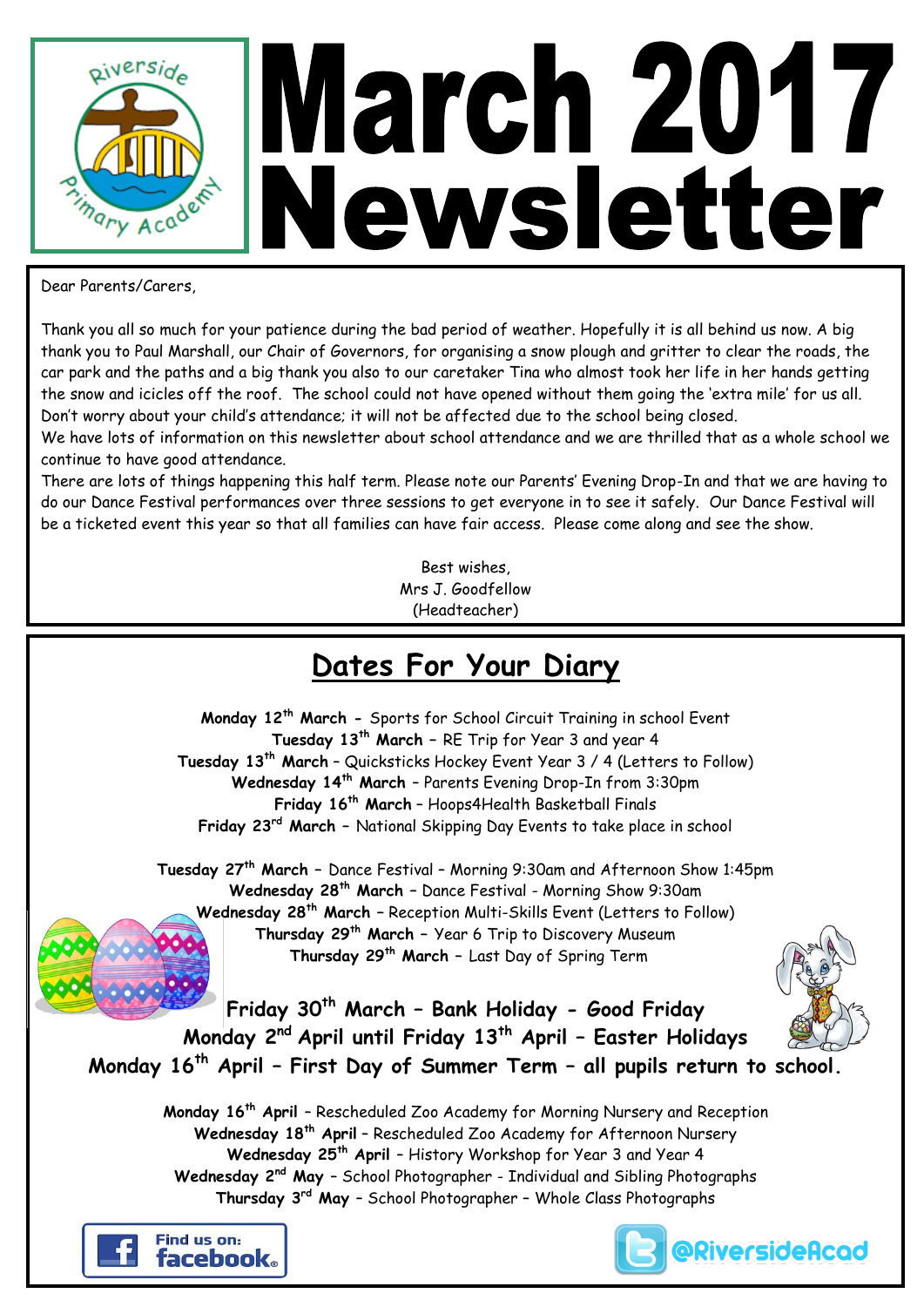# March 2017 Newsletter

Riverside Primary Academy

Dear Parents/Carers,

Thank you all so much for your patience during the bad period of weather. Hopefully it is all behind us now. A big thank you to Paul Marshall, our Chair of Governors, for organising a snow plough and gritter to clear the roads, the car park and the paths and a big thank you also to our caretaker Tina who almost took her life in her hands getting the snow and icicles off the roof. The school could not have opened without them going the 'extra mile' for us all. Don't worry about your child's attendance; it will not be affected due to the school being closed.

We have lots of information on this newsletter about school attendance and we are thrilled that as a whole school we continue to have good attendance.

There are lots of things happening this half term. Please note our Parents' Evening Drop-In and that we are having to do our Dance Festival performances over three sessions to get everyone in to see it safely. Our Dance Festival will be a ticketed event this year so that all families can have fair access. Please come along and see the show.

Best wishes,
Mrs J. Goodfellow
(Headteacher)

## Dates For Your Diary

**Monday 12th March** - Sports for School Circuit Training in school Event
**Tuesday 13th March** – RE Trip for Year 3 and year 4
**Tuesday 13th March** – Quicksticks Hockey Event Year 3 / 4 (Letters to Follow)
**Wednesday 14th March** – Parents Evening Drop-In from 3:30pm
**Friday 16th March** – Hoops4Health Basketball Finals
**Friday 23rd March** – National Skipping Day Events to take place in school

**Tuesday 27th March** – Dance Festival – Morning 9:30am and Afternoon Show 1:45pm
**Wednesday 28th March** – Dance Festival - Morning Show 9:30am
**Wednesday 28th March** – Reception Multi-Skills Event (Letters to Follow)
**Thursday 29th March** – Year 6 Trip to Discovery Museum
**Thursday 29th March** – Last Day of Spring Term

**Friday 30th March – Bank Holiday - Good Friday**
**Monday 2nd April until Friday 13th April – Easter Holidays**
**Monday 16th April – First Day of Summer Term – all pupils return to school.**

**Monday 16th April** – Rescheduled Zoo Academy for Morning Nursery and Reception
**Wednesday 18th April** – Rescheduled Zoo Academy for Afternoon Nursery
**Wednesday 25th April** – History Workshop for Year 3 and Year 4
**Wednesday 2nd May** – School Photographer - Individual and Sibling Photographs
**Thursday 3rd May** – School Photographer – Whole Class Photographs

Find us on: facebook

@RiversideAcad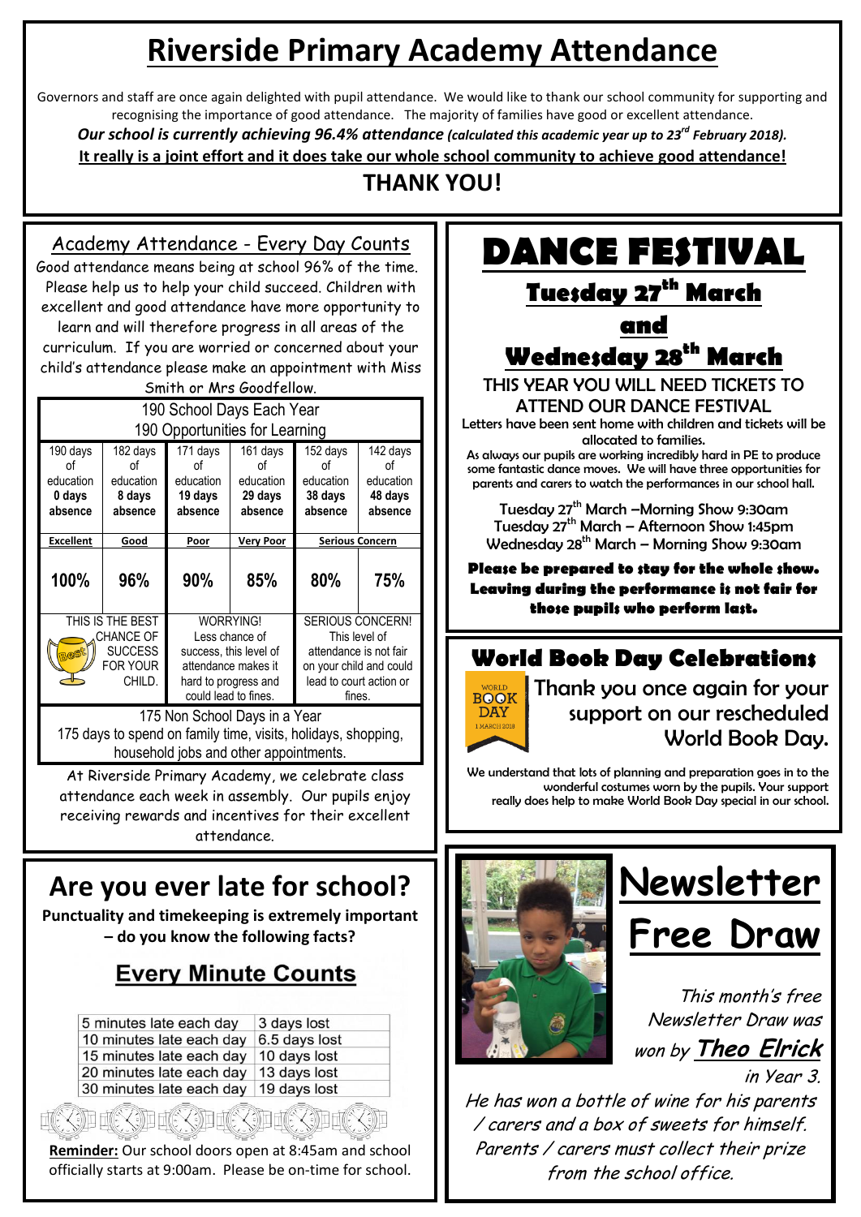# Riverside Primary Academy Attendance

Governors and staff are once again delighted with pupil attendance. We would like to thank our school community for supporting and recognising the importance of good attendance. The majority of families have good or excellent attendance.

***Our school is currently achieving 96.4% attendance** (calculated this academic year up to 23rd February 2018).*

**It really is a joint effort and it does take our whole school community to achieve good attendance!**

## THANK YOU!

## Academy Attendance - Every Day Counts

Good attendance means being at school 96% of the time. Please help us to help your child succeed. Children with excellent and good attendance have more opportunity to learn and will therefore progress in all areas of the curriculum. If you are worried or concerned about your child's attendance please make an appointment with Miss Smith or Mrs Goodfellow.

| 190 School Days Each Year 190 Opportunities for Learning | | | | | |
|---|---|---|---|---|---|
| 190 days of education **0 days absence** | 182 days of education **8 days absence** | 171 days of education **19 days absence** | 161 days of education **29 days absence** | 152 days of education **38 days absence** | 142 days of education **48 days absence** |
| **Excellent** | **Good** | **Poor** | **Very Poor** | **Serious Concern** | |
| **100%** | **96%** | **90%** | **85%** | **80%** | **75%** |
| THIS IS THE BEST CHANCE OF SUCCESS FOR YOUR CHILD. | | WORRYING! Less chance of success, this level of attendance makes it hard to progress and could lead to fines. | | SERIOUS CONCERN! This level of attendance is not fair on your child and could lead to court action or fines. | |
| 175 Non School Days in a Year 175 days to spend on family time, visits, holidays, shopping, household jobs and other appointments. | | | | | |

At Riverside Primary Academy, we celebrate class attendance each week in assembly. Our pupils enjoy receiving rewards and incentives for their excellent attendance.

## Are you ever late for school?

**Punctuality and timekeeping is extremely important – do you know the following facts?**

### Every Minute Counts

| | |
|---|---|
| 5 minutes late each day | 3 days lost |
| 10 minutes late each day | 6.5 days lost |
| 15 minutes late each day | 10 days lost |
| 20 minutes late each day | 13 days lost |
| 30 minutes late each day | 19 days lost |

**Reminder:** Our school doors open at 8:45am and school officially starts at 9:00am. Please be on-time for school.

# DANCE FESTIVAL

## Tuesday 27th March and Wednesday 28th March

THIS YEAR YOU WILL NEED TICKETS TO ATTEND OUR DANCE FESTIVAL

Letters have been sent home with children and tickets will be allocated to families.

As always our pupils are working incredibly hard in PE to produce some fantastic dance moves. We will have three opportunities for parents and carers to watch the performances in our school hall.

Tuesday 27th March –Morning Show 9:30am
Tuesday 27th March – Afternoon Show 1:45pm
Wednesday 28th March – Morning Show 9:30am

**Please be prepared to stay for the whole show. Leaving during the performance is not fair for those pupils who perform last.**

## World Book Day Celebrations

Thank you once again for your support on our rescheduled World Book Day.

We understand that lots of planning and preparation goes in to the wonderful costumes worn by the pupils. Your support really does help to make World Book Day special in our school.

## Newsletter Free Draw

*This month's free Newsletter Draw was won by **Theo Elrick** in Year 3.*

*He has won a bottle of wine for his parents / carers and a box of sweets for himself. Parents / carers must collect their prize from the school office.*